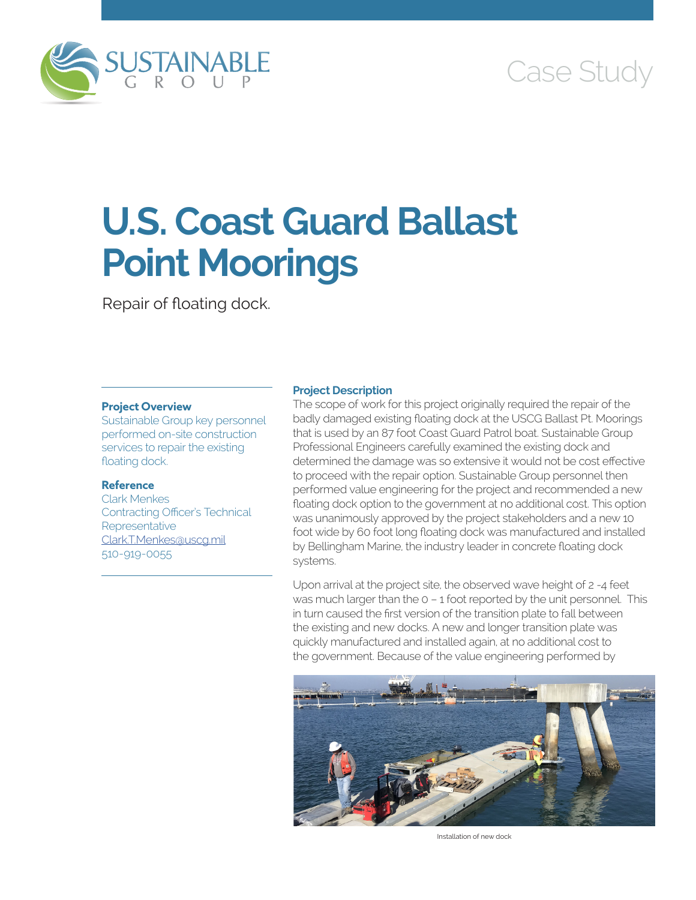Case Study

# U.S. Coast Guard Ballast Point Moorings

Repair of floating dock.

### Project Overview

Sustainable Group key personnel performed on-site construction services to repair the existing floating dock.

### Reference

Clark Menkes
Contracting Officer's Technical Representative
Clark.T.Menkes@uscg.mil
510-919-0055

### Project Description

The scope of work for this project originally required the repair of the badly damaged existing floating dock at the USCG Ballast Pt. Moorings that is used by an 87 foot Coast Guard Patrol boat. Sustainable Group Professional Engineers carefully examined the existing dock and determined the damage was so extensive it would not be cost effective to proceed with the repair option. Sustainable Group personnel then performed value engineering for the project and recommended a new floating dock option to the government at no additional cost. This option was unanimously approved by the project stakeholders and a new 10 foot wide by 60 foot long floating dock was manufactured and installed by Bellingham Marine, the industry leader in concrete floating dock systems.

Upon arrival at the project site, the observed wave height of 2 -4 feet was much larger than the 0 – 1 foot reported by the unit personnel. This in turn caused the first version of the transition plate to fall between the existing and new docks. A new and longer transition plate was quickly manufactured and installed again, at no additional cost to the government. Because of the value engineering performed by

Installation of new dock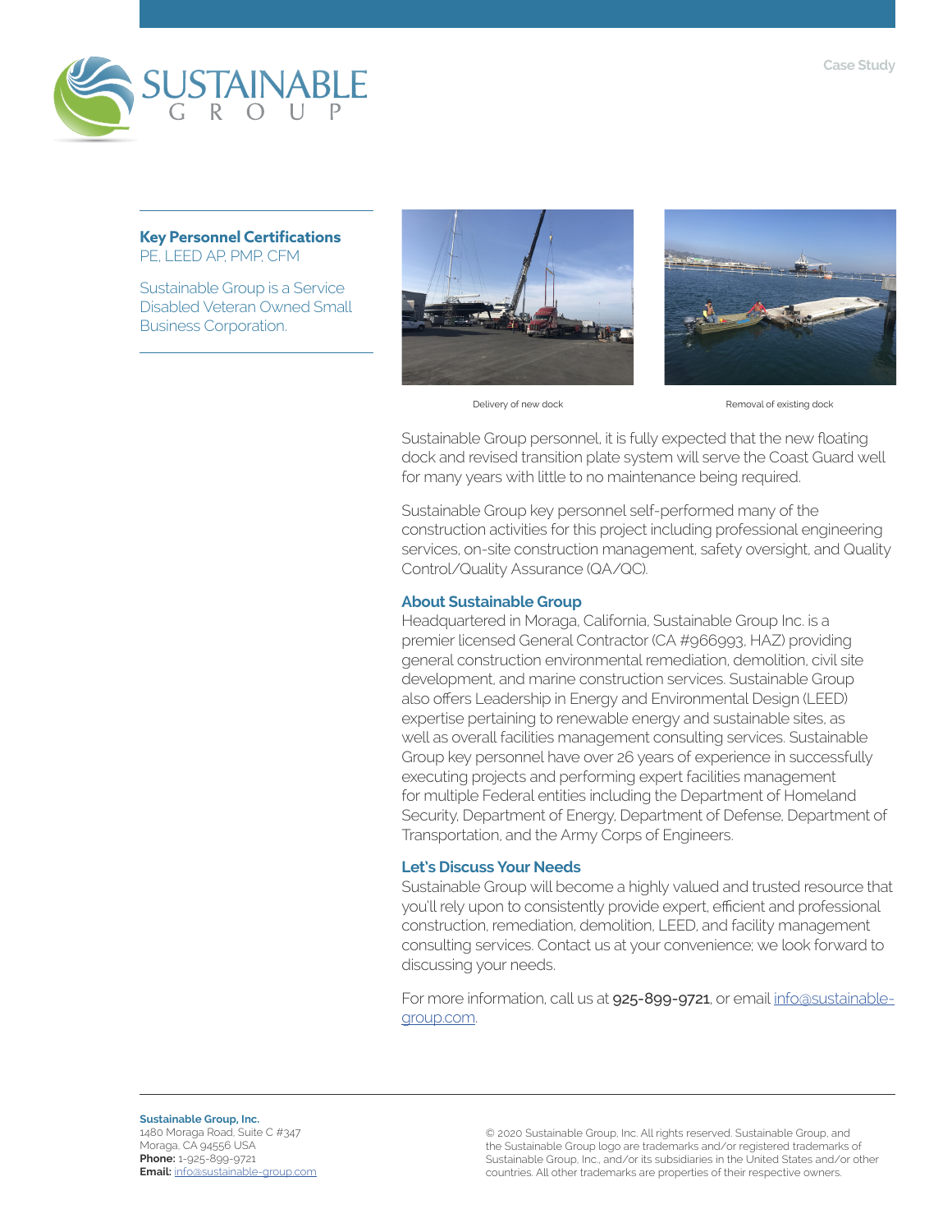**Key Personnel Certifications**
PE, LEED AP, PMP, CFM

Sustainable Group is a Service Disabled Veteran Owned Small Business Corporation.

Delivery of new dock

Removal of existing dock

Sustainable Group personnel, it is fully expected that the new floating dock and revised transition plate system will serve the Coast Guard well for many years with little to no maintenance being required.

Sustainable Group key personnel self-performed many of the construction activities for this project including professional engineering services, on-site construction management, safety oversight, and Quality Control/Quality Assurance (QA/QC).

### About Sustainable Group

Headquartered in Moraga, California, Sustainable Group Inc. is a premier licensed General Contractor (CA #966993, HAZ) providing general construction environmental remediation, demolition, civil site development, and marine construction services. Sustainable Group also offers Leadership in Energy and Environmental Design (LEED) expertise pertaining to renewable energy and sustainable sites, as well as overall facilities management consulting services. Sustainable Group key personnel have over 26 years of experience in successfully executing projects and performing expert facilities management for multiple Federal entities including the Department of Homeland Security, Department of Energy, Department of Defense, Department of Transportation, and the Army Corps of Engineers.

### Let's Discuss Your Needs

Sustainable Group will become a highly valued and trusted resource that you'll rely upon to consistently provide expert, efficient and professional construction, remediation, demolition, LEED, and facility management consulting services. Contact us at your convenience; we look forward to discussing your needs.

For more information, call us at **925-899-9721**, or email info@sustainable-group.com.

**Sustainable Group, Inc.**
1480 Moraga Road, Suite C #347
Moraga, CA 94556 USA
**Phone:** 1-925-899-9721
**Email:** info@sustainable-group.com

© 2020 Sustainable Group, Inc. All rights reserved. Sustainable Group, and the Sustainable Group logo are trademarks and/or registered trademarks of Sustainable Group, Inc., and/or its subsidiaries in the United States and/or other countries. All other trademarks are properties of their respective owners.